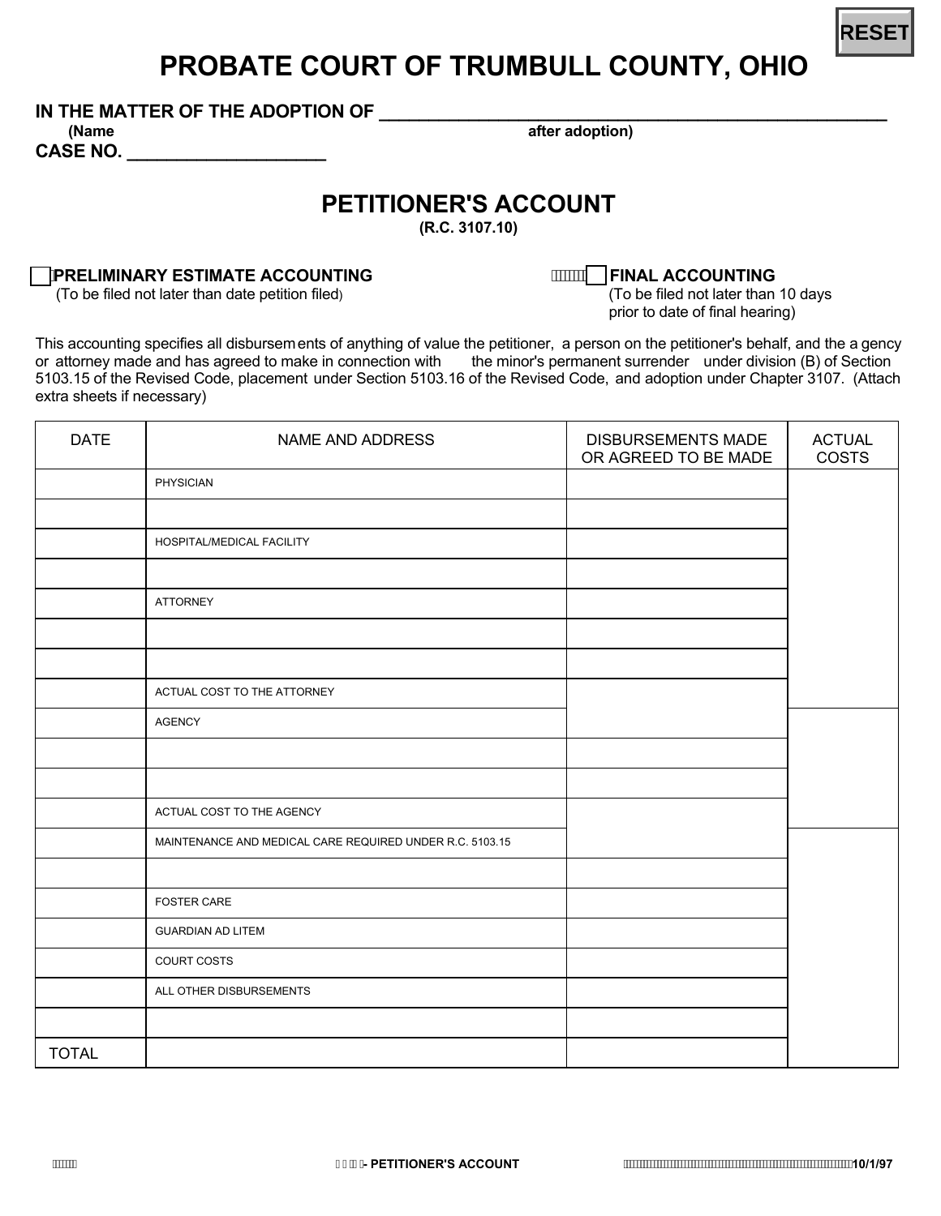# PROBATE COURT OF TRUMBULL COUNTY, OHIO

**IN THE MATTER OF THE ADOPTION OF** ______________________________________________
(Name after adoption)

**CASE NO.** ____________________

## PETITIONER'S ACCOUNT

**(R.C. 3107.10)**

☐ **PRELIMINARY ESTIMATE ACCOUNTING**
(To be filed not later than date petition filed)

☐ **FINAL ACCOUNTING**
(To be filed not later than 10 days prior to date of final hearing)

This accounting specifies all disbursements of anything of value the petitioner, a person on the petitioner's behalf, and the agency or attorney made and has agreed to make in connection with the minor's permanent surrender under division (B) of Section 5103.15 of the Revised Code, placement under Section 5103.16 of the Revised Code, and adoption under Chapter 3107. (Attach extra sheets if necessary)

| DATE | NAME AND ADDRESS | DISBURSEMENTS MADE OR AGREED TO BE MADE | ACTUAL COSTS |
|---|---|---|---|
| | PHYSICIAN | | |
| | | | |
| | HOSPITAL/MEDICAL FACILITY | | |
| | | | |
| | ATTORNEY | | |
| | | | |
| | | | |
| | ACTUAL COST TO THE ATTORNEY | | |
| | AGENCY | | |
| | | | |
| | | | |
| | ACTUAL COST TO THE AGENCY | | |
| | MAINTENANCE AND MEDICAL CARE REQUIRED UNDER R.C. 5103.15 | | |
| | | | |
| | FOSTER CARE | | |
| | GUARDIAN AD LITEM | | |
| | COURT COSTS | | |
| | ALL OTHER DISBURSEMENTS | | |
| | | | |
| TOTAL | | | |

- PETITIONER'S ACCOUNT 10/1/97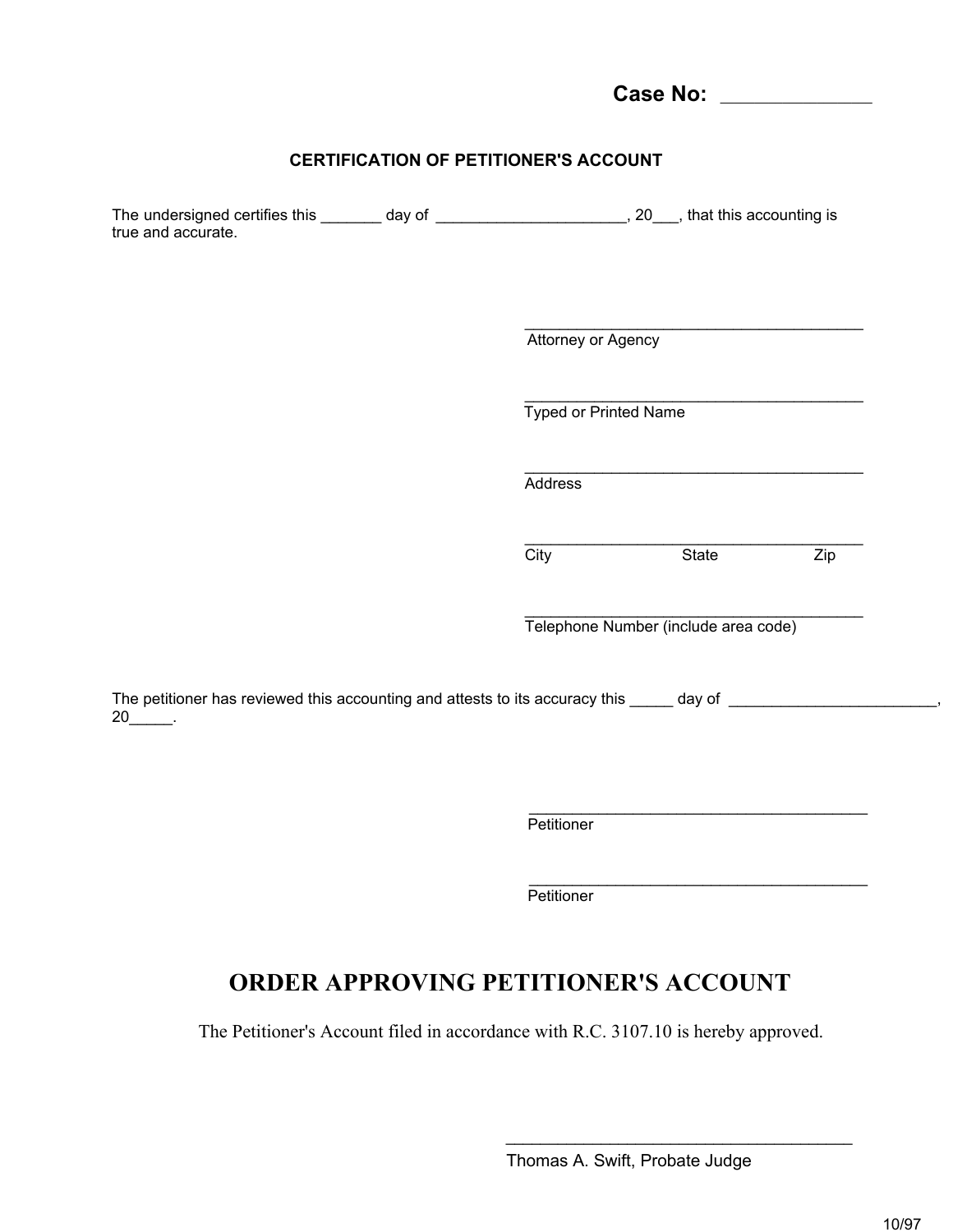**Case No:** ______________

### CERTIFICATION OF PETITIONER'S ACCOUNT

The undersigned certifies this _______ day of ______________________, 20___, that this accounting is true and accurate.

________________________________________
Attorney or Agency

________________________________________
Typed or Printed Name

________________________________________
Address

________________________________________
City State Zip

________________________________________
Telephone Number (include area code)

The petitioner has reviewed this accounting and attests to its accuracy this _____ day of ________________________, 20_____.

________________________________________
Petitioner

________________________________________
Petitioner

## ORDER APPROVING PETITIONER'S ACCOUNT

The Petitioner's Account filed in accordance with R.C. 3107.10 is hereby approved.

________________________________________
Thomas A. Swift, Probate Judge

10/97